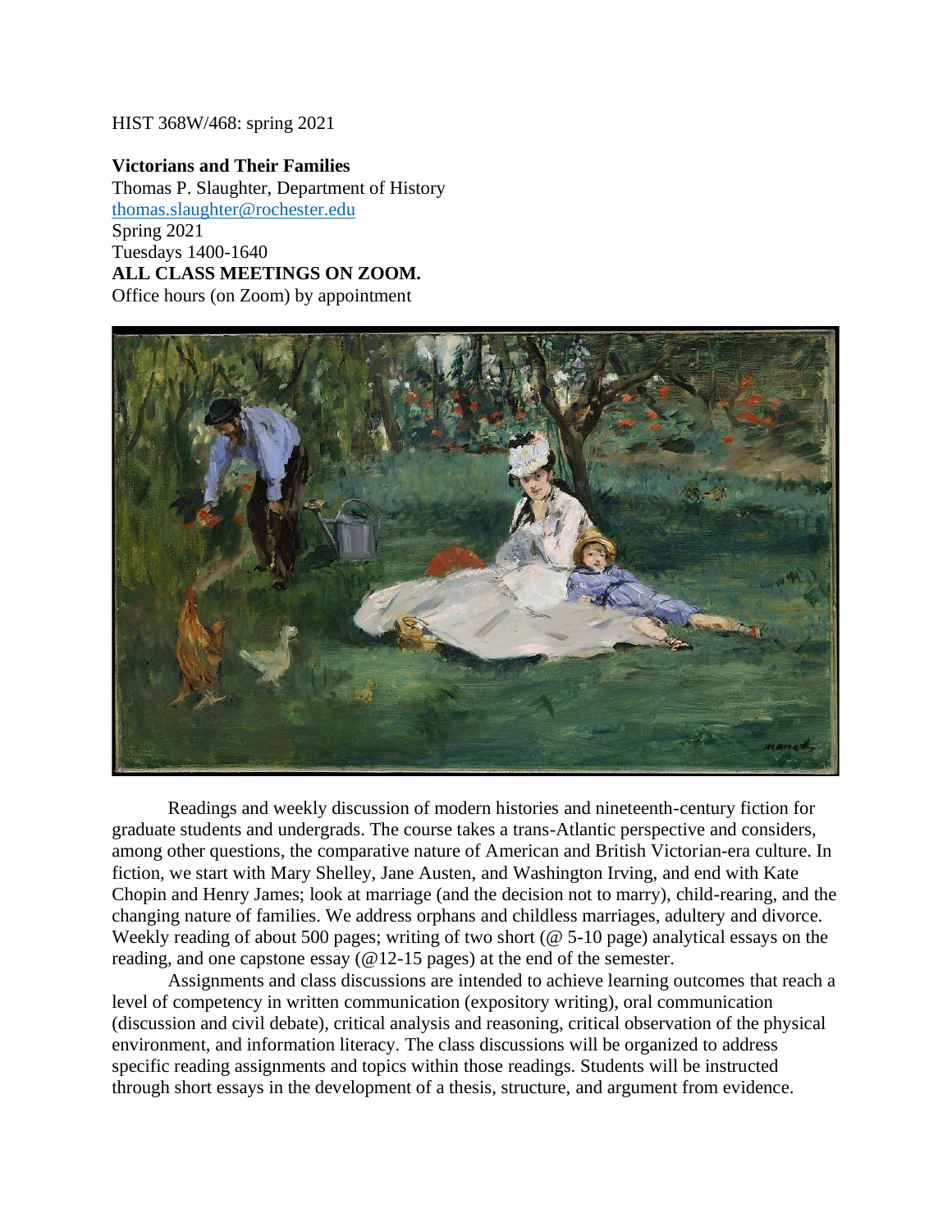HIST 368W/468: spring 2021

**Victorians and Their Families**
Thomas P. Slaughter, Department of History
thomas.slaughter@rochester.edu
Spring 2021
Tuesdays 1400-1640
**ALL CLASS MEETINGS ON ZOOM.**
Office hours (on Zoom) by appointment

Readings and weekly discussion of modern histories and nineteenth-century fiction for graduate students and undergrads. The course takes a trans-Atlantic perspective and considers, among other questions, the comparative nature of American and British Victorian-era culture. In fiction, we start with Mary Shelley, Jane Austen, and Washington Irving, and end with Kate Chopin and Henry James; look at marriage (and the decision not to marry), child-rearing, and the changing nature of families. We address orphans and childless marriages, adultery and divorce. Weekly reading of about 500 pages; writing of two short (@ 5-10 page) analytical essays on the reading, and one capstone essay (@12-15 pages) at the end of the semester.

Assignments and class discussions are intended to achieve learning outcomes that reach a level of competency in written communication (expository writing), oral communication (discussion and civil debate), critical analysis and reasoning, critical observation of the physical environment, and information literacy. The class discussions will be organized to address specific reading assignments and topics within those readings. Students will be instructed through short essays in the development of a thesis, structure, and argument from evidence.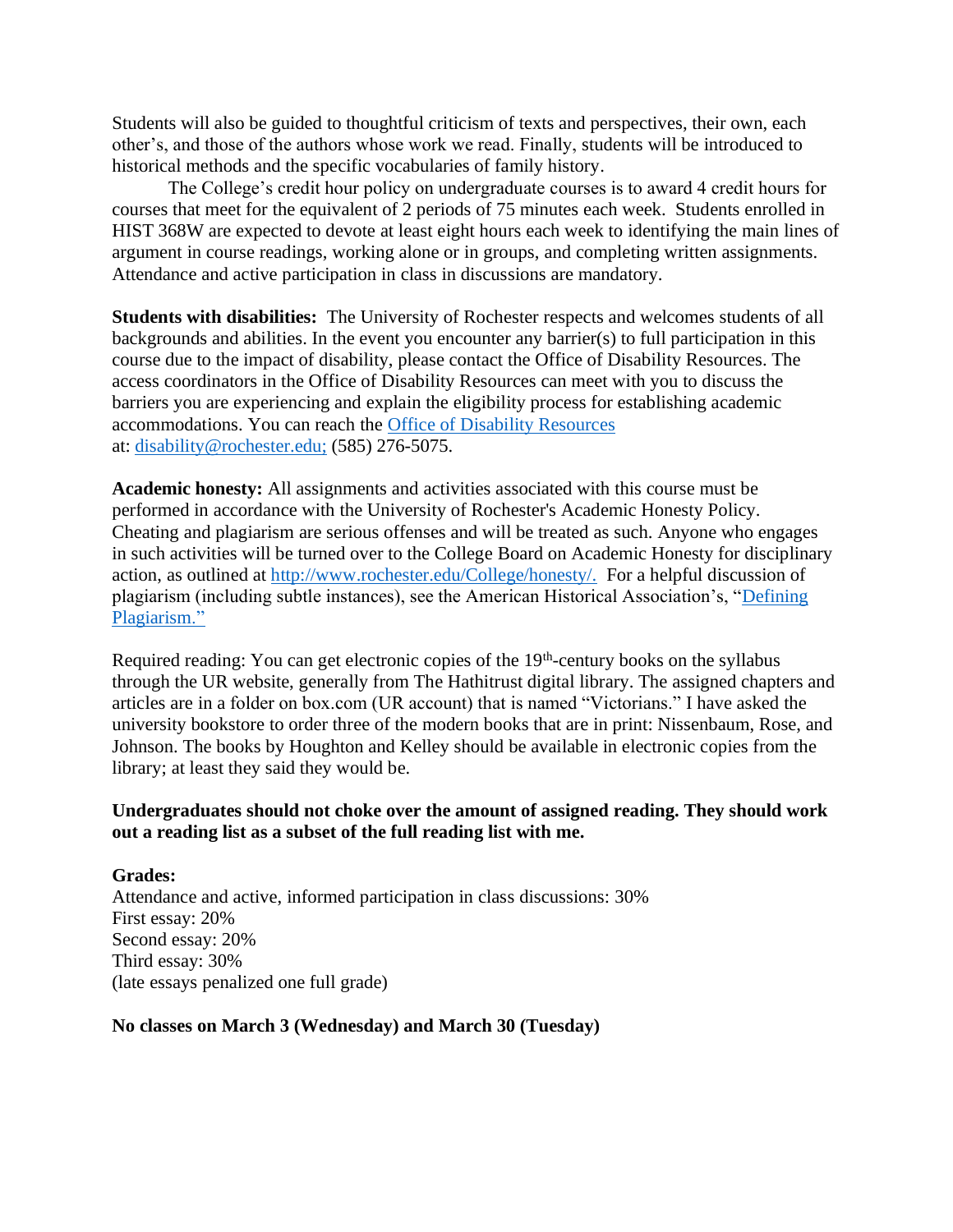Students will also be guided to thoughtful criticism of texts and perspectives, their own, each other's, and those of the authors whose work we read. Finally, students will be introduced to historical methods and the specific vocabularies of family history.

The College's credit hour policy on undergraduate courses is to award 4 credit hours for courses that meet for the equivalent of 2 periods of 75 minutes each week. Students enrolled in HIST 368W are expected to devote at least eight hours each week to identifying the main lines of argument in course readings, working alone or in groups, and completing written assignments. Attendance and active participation in class in discussions are mandatory.

**Students with disabilities:** The University of Rochester respects and welcomes students of all backgrounds and abilities. In the event you encounter any barrier(s) to full participation in this course due to the impact of disability, please contact the Office of Disability Resources. The access coordinators in the Office of Disability Resources can meet with you to discuss the barriers you are experiencing and explain the eligibility process for establishing academic accommodations. You can reach the Office of Disability Resources at: disability@rochester.edu; (585) 276-5075.

**Academic honesty:** All assignments and activities associated with this course must be performed in accordance with the University of Rochester's Academic Honesty Policy. Cheating and plagiarism are serious offenses and will be treated as such. Anyone who engages in such activities will be turned over to the College Board on Academic Honesty for disciplinary action, as outlined at http://www.rochester.edu/College/honesty/. For a helpful discussion of plagiarism (including subtle instances), see the American Historical Association's, "Defining Plagiarism."

Required reading: You can get electronic copies of the 19th-century books on the syllabus through the UR website, generally from The Hathitrust digital library. The assigned chapters and articles are in a folder on box.com (UR account) that is named "Victorians." I have asked the university bookstore to order three of the modern books that are in print: Nissenbaum, Rose, and Johnson. The books by Houghton and Kelley should be available in electronic copies from the library; at least they said they would be.

**Undergraduates should not choke over the amount of assigned reading. They should work out a reading list as a subset of the full reading list with me.**

**Grades:**
Attendance and active, informed participation in class discussions: 30%
First essay: 20%
Second essay: 20%
Third essay: 30%
(late essays penalized one full grade)

**No classes on March 3 (Wednesday) and March 30 (Tuesday)**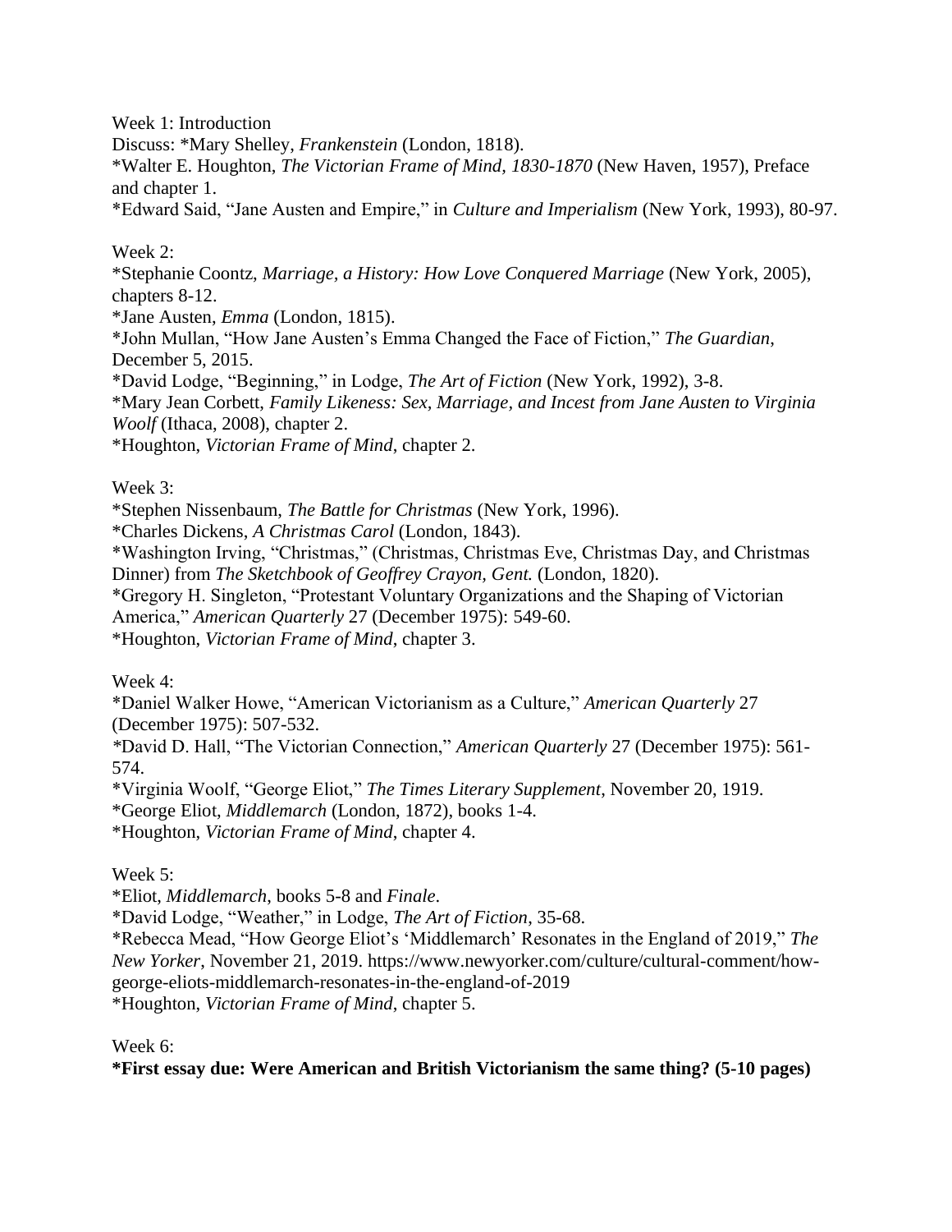Week 1: Introduction

Discuss: *Mary Shelley, *Frankenstein* (London, 1818).

*Walter E. Houghton, *The Victorian Frame of Mind, 1830-1870* (New Haven, 1957), Preface and chapter 1.

*Edward Said, "Jane Austen and Empire," in *Culture and Imperialism* (New York, 1993), 80-97.

Week 2:

*Stephanie Coontz, *Marriage, a History: How Love Conquered Marriage* (New York, 2005), chapters 8-12.

*Jane Austen, *Emma* (London, 1815).

*John Mullan, "How Jane Austen's Emma Changed the Face of Fiction," *The Guardian*, December 5, 2015.

*David Lodge, "Beginning," in Lodge, *The Art of Fiction* (New York, 1992), 3-8.

*Mary Jean Corbett, *Family Likeness: Sex, Marriage, and Incest from Jane Austen to Virginia Woolf* (Ithaca, 2008), chapter 2.

*Houghton, *Victorian Frame of Mind*, chapter 2.

Week 3:

*Stephen Nissenbaum, *The Battle for Christmas* (New York, 1996).

*Charles Dickens, *A Christmas Carol* (London, 1843).

*Washington Irving, "Christmas," (Christmas, Christmas Eve, Christmas Day, and Christmas Dinner) from *The Sketchbook of Geoffrey Crayon, Gent.* (London, 1820).

*Gregory H. Singleton, "Protestant Voluntary Organizations and the Shaping of Victorian America," *American Quarterly* 27 (December 1975): 549-60.

*Houghton, *Victorian Frame of Mind*, chapter 3.

Week 4:

*Daniel Walker Howe, "American Victorianism as a Culture," *American Quarterly* 27 (December 1975): 507-532.

*David D. Hall, "The Victorian Connection," *American Quarterly* 27 (December 1975): 561-574.

*Virginia Woolf, "George Eliot," *The Times Literary Supplement*, November 20, 1919.

*George Eliot, *Middlemarch* (London, 1872), books 1-4.

*Houghton, *Victorian Frame of Mind*, chapter 4.

Week 5:

*Eliot, *Middlemarch*, books 5-8 and *Finale*.

*David Lodge, "Weather," in Lodge, *The Art of Fiction*, 35-68.

*Rebecca Mead, "How George Eliot's 'Middlemarch' Resonates in the England of 2019," *The New Yorker*, November 21, 2019. https://www.newyorker.com/culture/cultural-comment/how-george-eliots-middlemarch-resonates-in-the-england-of-2019

*Houghton, *Victorian Frame of Mind*, chapter 5.

Week 6:

**\*First essay due: Were American and British Victorianism the same thing? (5-10 pages)**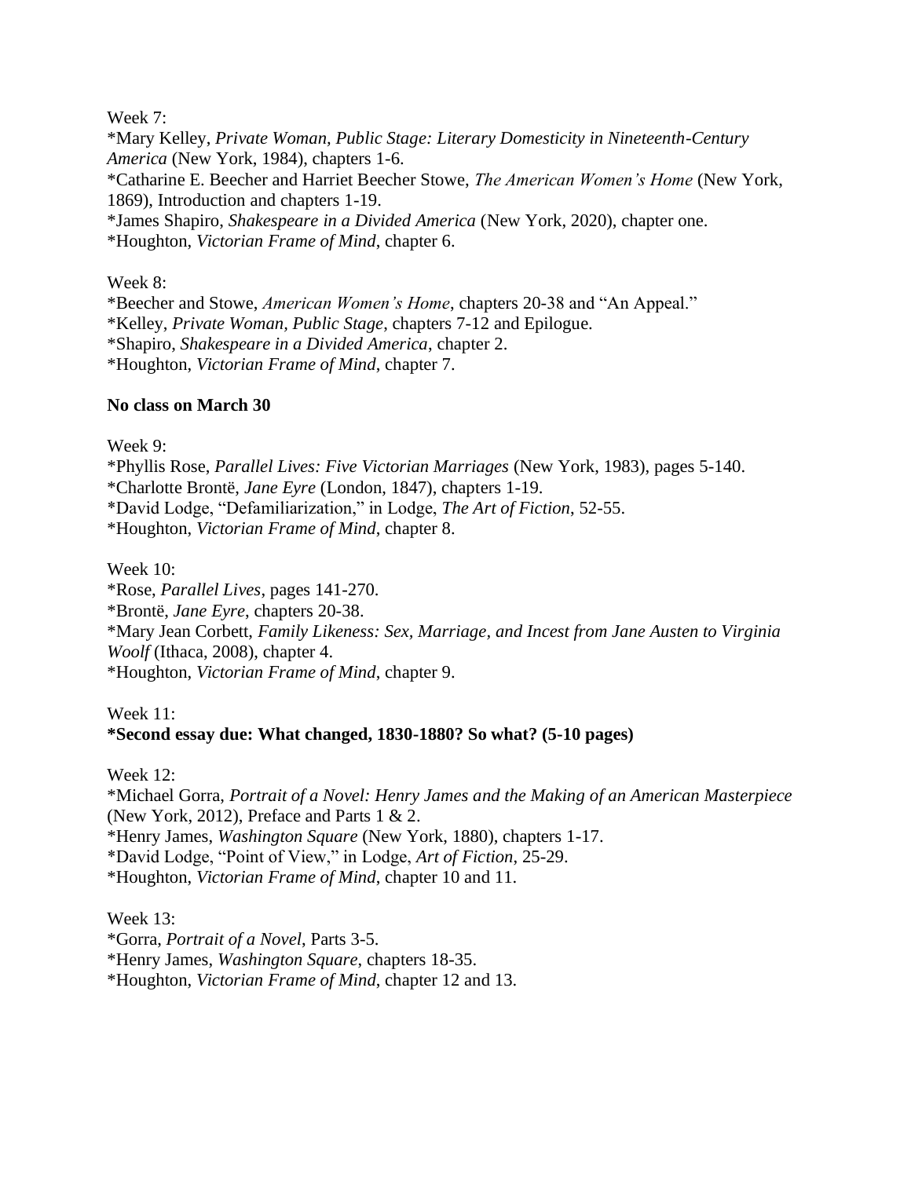Week 7:
*Mary Kelley, *Private Woman, Public Stage: Literary Domesticity in Nineteenth-Century America* (New York, 1984), chapters 1-6.
*Catharine E. Beecher and Harriet Beecher Stowe, *The American Women's Home* (New York, 1869), Introduction and chapters 1-19.
*James Shapiro, *Shakespeare in a Divided America* (New York, 2020), chapter one.
*Houghton, *Victorian Frame of Mind*, chapter 6.

Week 8:
*Beecher and Stowe, *American Women's Home*, chapters 20-38 and "An Appeal."
*Kelley, *Private Woman, Public Stage*, chapters 7-12 and Epilogue.
*Shapiro, *Shakespeare in a Divided America*, chapter 2.
*Houghton, *Victorian Frame of Mind*, chapter 7.

**No class on March 30**

Week 9:
*Phyllis Rose, *Parallel Lives: Five Victorian Marriages* (New York, 1983), pages 5-140.
*Charlotte Brontë, *Jane Eyre* (London, 1847), chapters 1-19.
*David Lodge, "Defamiliarization," in Lodge, *The Art of Fiction*, 52-55.
*Houghton, *Victorian Frame of Mind*, chapter 8.

Week 10:
*Rose, *Parallel Lives*, pages 141-270.
*Brontë, *Jane Eyre*, chapters 20-38.
*Mary Jean Corbett, *Family Likeness: Sex, Marriage, and Incest from Jane Austen to Virginia Woolf* (Ithaca, 2008), chapter 4.
*Houghton, *Victorian Frame of Mind*, chapter 9.

Week 11:
**\*Second essay due: What changed, 1830-1880? So what? (5-10 pages)**

Week 12:
*Michael Gorra, *Portrait of a Novel: Henry James and the Making of an American Masterpiece* (New York, 2012), Preface and Parts 1 & 2.
*Henry James, *Washington Square* (New York, 1880), chapters 1-17.
*David Lodge, "Point of View," in Lodge, *Art of Fiction*, 25-29.
*Houghton, *Victorian Frame of Mind*, chapter 10 and 11.

Week 13:
*Gorra, *Portrait of a Novel*, Parts 3-5.
*Henry James, *Washington Square*, chapters 18-35.
*Houghton, *Victorian Frame of Mind*, chapter 12 and 13.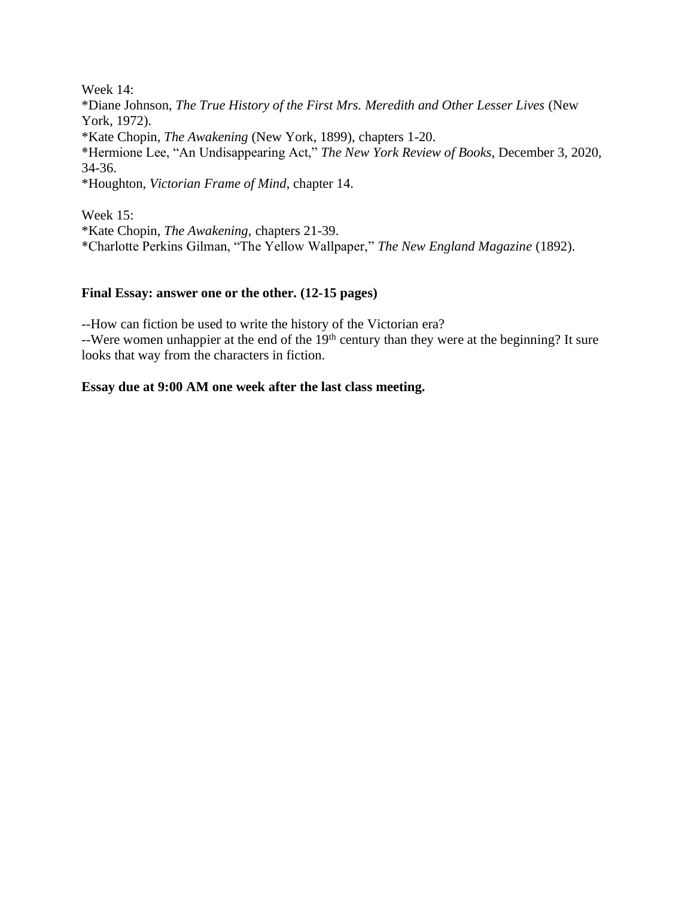Week 14:
*Diane Johnson, *The True History of the First Mrs. Meredith and Other Lesser Lives* (New York, 1972).
*Kate Chopin, *The Awakening* (New York, 1899), chapters 1-20.
*Hermione Lee, "An Undisappearing Act," *The New York Review of Books*, December 3, 2020, 34-36.
*Houghton, *Victorian Frame of Mind*, chapter 14.

Week 15:
*Kate Chopin, *The Awakening*, chapters 21-39.
*Charlotte Perkins Gilman, "The Yellow Wallpaper," *The New England Magazine* (1892).

**Final Essay: answer one or the other. (12-15 pages)**

--How can fiction be used to write the history of the Victorian era?
--Were women unhappier at the end of the 19th century than they were at the beginning? It sure looks that way from the characters in fiction.

**Essay due at 9:00 AM one week after the last class meeting.**